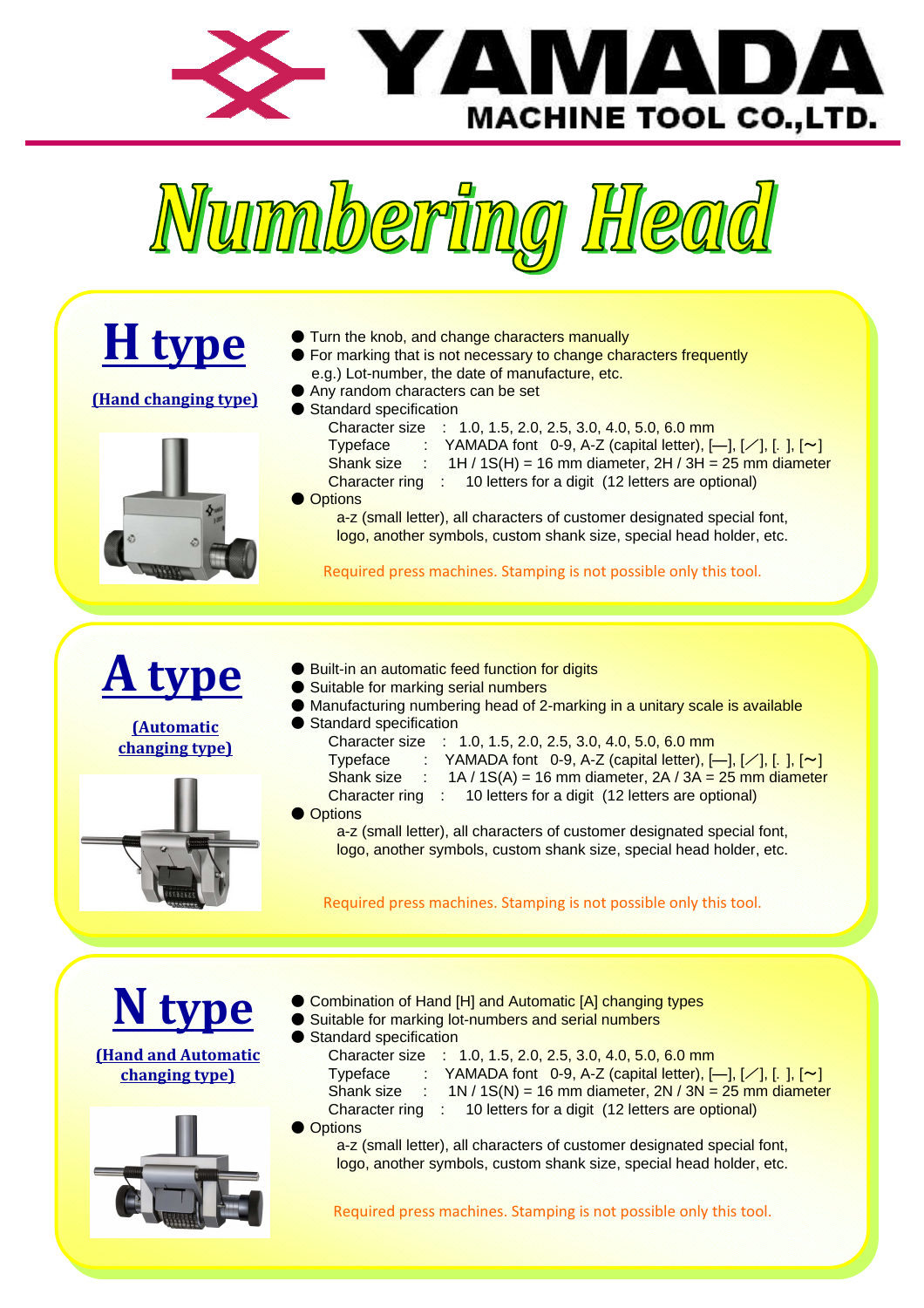# YAMADA MACHINE TOOL CO.,LTD.

# Numbering Head

## H type

**(Hand changing type)**

- Turn the knob, and change characters manually
- For marking that is not necessary to change characters frequently
  e.g.) Lot-number, the date of manufacture, etc.
- Any random characters can be set
- Standard specification
  - Character size : 1.0, 1.5, 2.0, 2.5, 3.0, 4.0, 5.0, 6.0 mm
  - Typeface : YAMADA font 0-9, A-Z (capital letter), [—], [／], [. ], [~]
  - Shank size : 1H / 1S(H) = 16 mm diameter, 2H / 3H = 25 mm diameter
  - Character ring : 10 letters for a digit (12 letters are optional)
- Options
  a-z (small letter), all characters of customer designated special font, logo, another symbols, custom shank size, special head holder, etc.

Required press machines. Stamping is not possible only this tool.

## A type

**(Automatic changing type)**

- Built-in an automatic feed function for digits
- Suitable for marking serial numbers
- Manufacturing numbering head of 2-marking in a unitary scale is available
- Standard specification
  - Character size : 1.0, 1.5, 2.0, 2.5, 3.0, 4.0, 5.0, 6.0 mm
  - Typeface : YAMADA font 0-9, A-Z (capital letter), [—], [／], [. ], [~]
  - Shank size : 1A / 1S(A) = 16 mm diameter, 2A / 3A = 25 mm diameter
  - Character ring : 10 letters for a digit (12 letters are optional)
- Options
  a-z (small letter), all characters of customer designated special font, logo, another symbols, custom shank size, special head holder, etc.

Required press machines. Stamping is not possible only this tool.

## N type

**(Hand and Automatic changing type)**

- Combination of Hand [H] and Automatic [A] changing types
- Suitable for marking lot-numbers and serial numbers
- Standard specification
  - Character size : 1.0, 1.5, 2.0, 2.5, 3.0, 4.0, 5.0, 6.0 mm
  - Typeface : YAMADA font 0-9, A-Z (capital letter), [—], [／], [. ], [~]
  - Shank size : 1N / 1S(N) = 16 mm diameter, 2N / 3N = 25 mm diameter
  - Character ring : 10 letters for a digit (12 letters are optional)
- Options
  a-z (small letter), all characters of customer designated special font, logo, another symbols, custom shank size, special head holder, etc.

Required press machines. Stamping is not possible only this tool.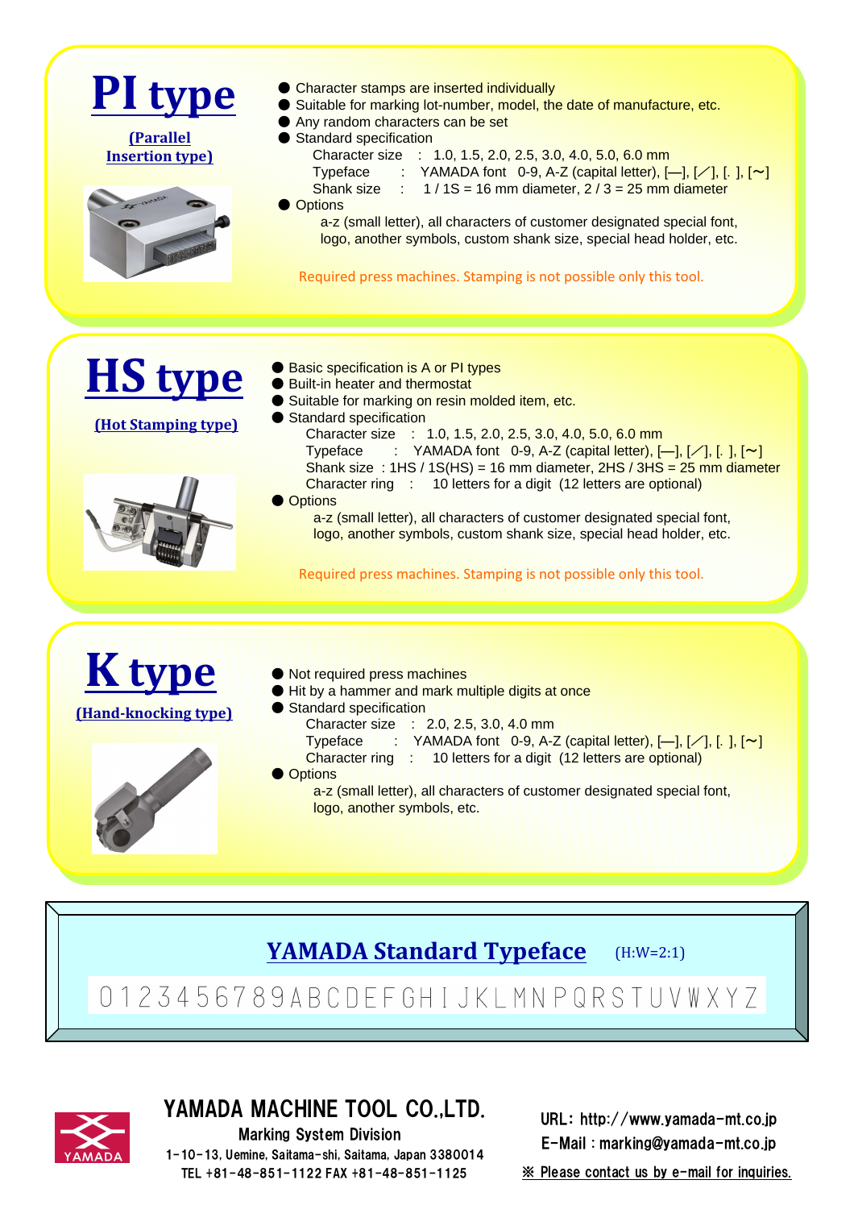# PI type

**(Parallel Insertion type)**

- Character stamps are inserted individually
- Suitable for marking lot-number, model, the date of manufacture, etc.
- Any random characters can be set
- Standard specification
  - Character size : 1.0, 1.5, 2.0, 2.5, 3.0, 4.0, 5.0, 6.0 mm
  - Typeface : YAMADA font 0-9, A-Z (capital letter), [—], [／], [. ], [～]
  - Shank size : 1 / 1S = 16 mm diameter, 2 / 3 = 25 mm diameter
- Options
  - a-z (small letter), all characters of customer designated special font, logo, another symbols, custom shank size, special head holder, etc.

Required press machines. Stamping is not possible only this tool.

# HS type

**(Hot Stamping type)**

- Basic specification is A or PI types
- Built-in heater and thermostat
- Suitable for marking on resin molded item, etc.
- Standard specification
  - Character size : 1.0, 1.5, 2.0, 2.5, 3.0, 4.0, 5.0, 6.0 mm
  - Typeface : YAMADA font 0-9, A-Z (capital letter), [—], [／], [. ], [～]
  - Shank size : 1HS / 1S(HS) = 16 mm diameter, 2HS / 3HS = 25 mm diameter
  - Character ring : 10 letters for a digit (12 letters are optional)
- Options
  - a-z (small letter), all characters of customer designated special font, logo, another symbols, custom shank size, special head holder, etc.

Required press machines. Stamping is not possible only this tool.

# K type

**(Hand-knocking type)**

- Not required press machines
- Hit by a hammer and mark multiple digits at once
- Standard specification
  - Character size : 2.0, 2.5, 3.0, 4.0 mm
  - Typeface : YAMADA font 0-9, A-Z (capital letter), [—], [／], [. ], [～]
  - Character ring : 10 letters for a digit (12 letters are optional)
- Options
  - a-z (small letter), all characters of customer designated special font, logo, another symbols, etc.

## YAMADA Standard Typeface (H:W=2:1)

0123456789ABCDEFGHIJKLMNPQRSTUVWXYZ

**YAMADA MACHINE TOOL CO.,LTD.**

Marking System Division

1-10-13, Uemine, Saitama-shi, Saitama, Japan 3380014

TEL +81-48-851-1122 FAX +81-48-851-1125

URL: http://www.yamada-mt.co.jp

E-Mail : marking@yamada-mt.co.jp

※ Please contact us by e-mail for inquiries.